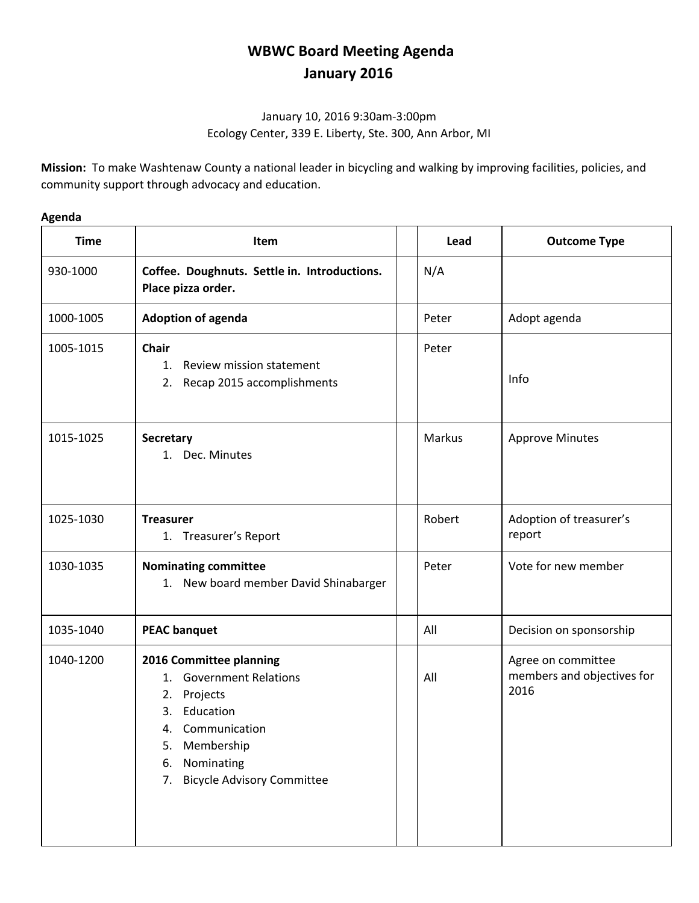# WBWC Board Meeting Agenda
# January 2016

January 10, 2016 9:30am-3:00pm
Ecology Center, 339 E. Liberty, Ste. 300, Ann Arbor, MI

**Mission:** To make Washtenaw County a national leader in bicycling and walking by improving facilities, policies, and community support through advocacy and education.

**Agenda**

| Time | Item | | Lead | Outcome Type |
|---|---|---|---|---|
| 930-1000 | **Coffee. Doughnuts. Settle in. Introductions. Place pizza order.** | | N/A | |
| 1000-1005 | **Adoption of agenda** | | Peter | Adopt agenda |
| 1005-1015 | **Chair**<br>1. Review mission statement<br>2. Recap 2015 accomplishments | | Peter | Info |
| 1015-1025 | **Secretary**<br>1. Dec. Minutes | | Markus | Approve Minutes |
| 1025-1030 | **Treasurer**<br>1. Treasurer's Report | | Robert | Adoption of treasurer's report |
| 1030-1035 | **Nominating committee**<br>1. New board member David Shinabarger | | Peter | Vote for new member |
| 1035-1040 | **PEAC banquet** | | All | Decision on sponsorship |
| 1040-1200 | **2016 Committee planning**<br>1. Government Relations<br>2. Projects<br>3. Education<br>4. Communication<br>5. Membership<br>6. Nominating<br>7. Bicycle Advisory Committee | | All | Agree on committee members and objectives for 2016 |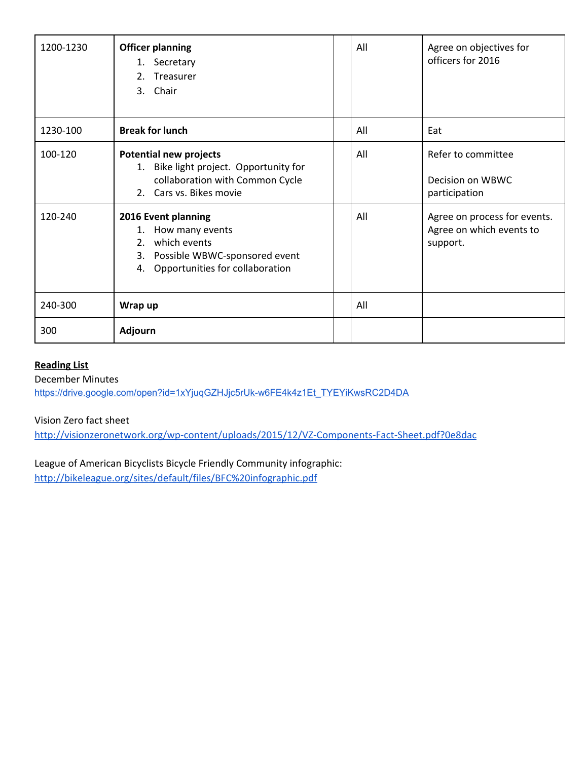| | | | | |
|---|---|---|---|---|
| 1200-1230 | **Officer planning**<br>1. Secretary<br>2. Treasurer<br>3. Chair | | All | Agree on objectives for officers for 2016 |
| 1230-100 | **Break for lunch** | | All | Eat |
| 100-120 | **Potential new projects**<br>1. Bike light project. Opportunity for collaboration with Common Cycle<br>2. Cars vs. Bikes movie | | All | Refer to committee<br><br>Decision on WBWC participation |
| 120-240 | **2016 Event planning**<br>1. How many events<br>2. which events<br>3. Possible WBWC-sponsored event<br>4. Opportunities for collaboration | | All | Agree on process for events. Agree on which events to support. |
| 240-300 | **Wrap up** | | All | |
| 300 | **Adjourn** | | | |

**Reading List**

December Minutes
https://drive.google.com/open?id=1xYjuqGZHJjc5rUk-w6FE4k4z1Et_TYEYiKwsRC2D4DA

Vision Zero fact sheet
http://visionzeronetwork.org/wp-content/uploads/2015/12/VZ-Components-Fact-Sheet.pdf?0e8dac

League of American Bicyclists Bicycle Friendly Community infographic:
http://bikeleague.org/sites/default/files/BFC%20infographic.pdf